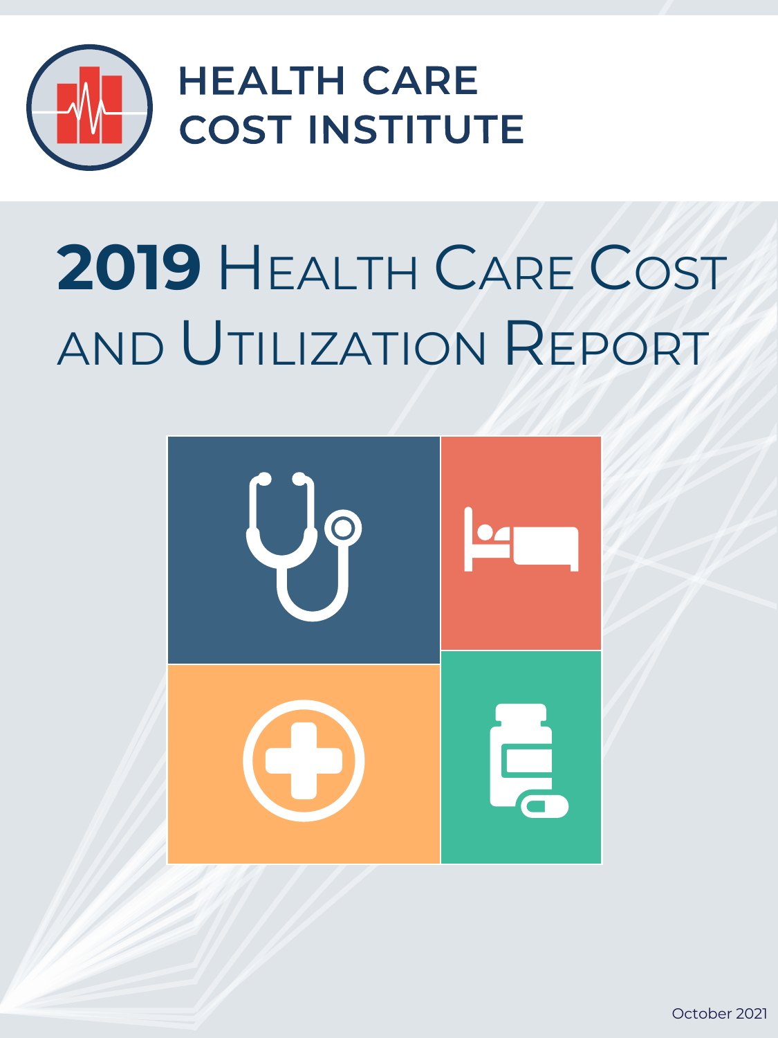HEALTH CARE COST INSTITUTE

# 2019 Health Care Cost and Utilization Report

October 2021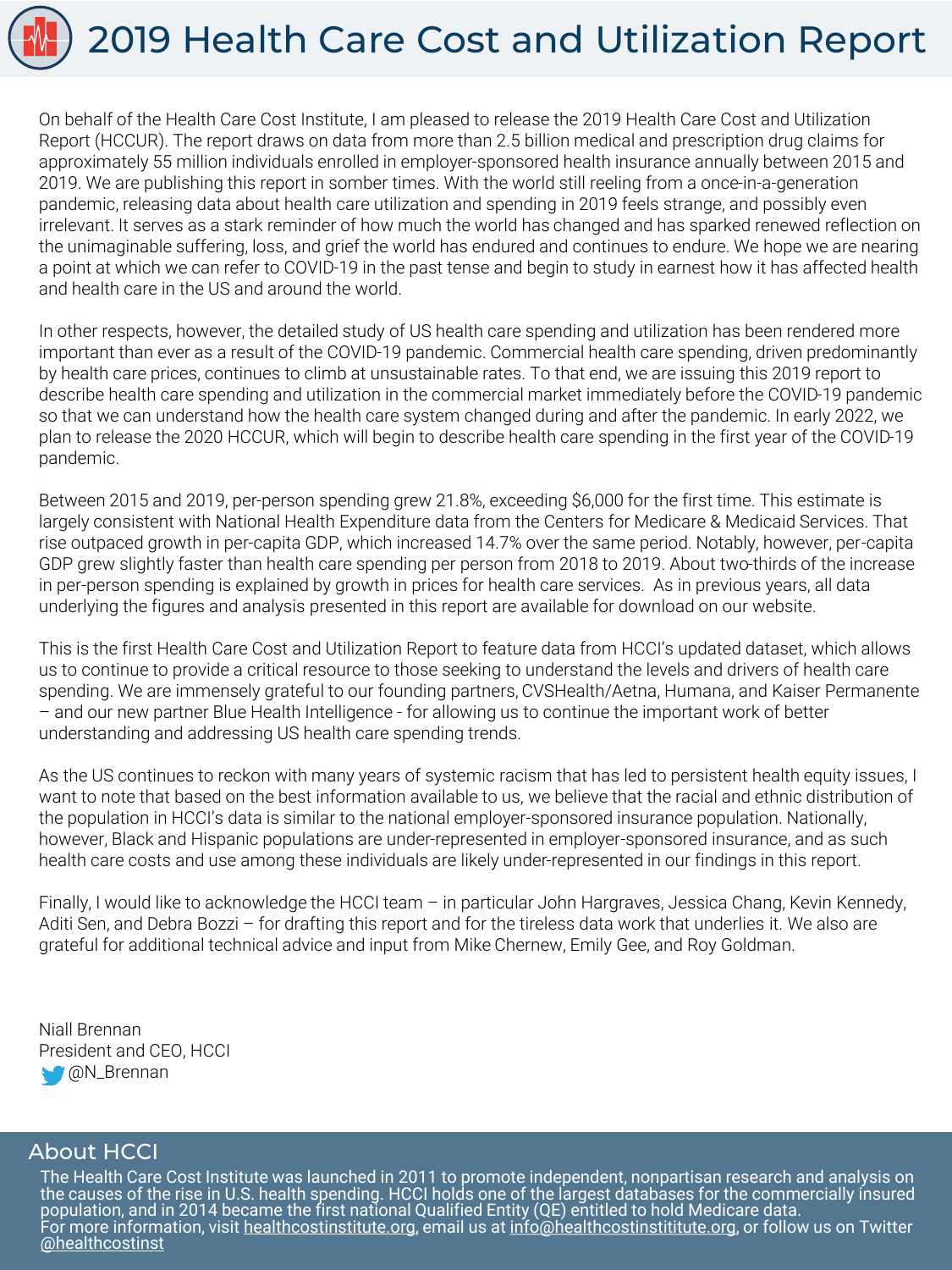# 2019 Health Care Cost and Utilization Report

On behalf of the Health Care Cost Institute, I am pleased to release the 2019 Health Care Cost and Utilization Report (HCCUR). The report draws on data from more than 2.5 billion medical and prescription drug claims for approximately 55 million individuals enrolled in employer-sponsored health insurance annually between 2015 and 2019. We are publishing this report in somber times. With the world still reeling from a once-in-a-generation pandemic, releasing data about health care utilization and spending in 2019 feels strange, and possibly even irrelevant. It serves as a stark reminder of how much the world has changed and has sparked renewed reflection on the unimaginable suffering, loss, and grief the world has endured and continues to endure. We hope we are nearing a point at which we can refer to COVID-19 in the past tense and begin to study in earnest how it has affected health and health care in the US and around the world.

In other respects, however, the detailed study of US health care spending and utilization has been rendered more important than ever as a result of the COVID-19 pandemic. Commercial health care spending, driven predominantly by health care prices, continues to climb at unsustainable rates. To that end, we are issuing this 2019 report to describe health care spending and utilization in the commercial market immediately before the COVID-19 pandemic so that we can understand how the health care system changed during and after the pandemic. In early 2022, we plan to release the 2020 HCCUR, which will begin to describe health care spending in the first year of the COVID-19 pandemic.

Between 2015 and 2019, per-person spending grew 21.8%, exceeding $6,000 for the first time. This estimate is largely consistent with National Health Expenditure data from the Centers for Medicare & Medicaid Services. That rise outpaced growth in per-capita GDP, which increased 14.7% over the same period. Notably, however, per-capita GDP grew slightly faster than health care spending per person from 2018 to 2019. About two-thirds of the increase in per-person spending is explained by growth in prices for health care services. As in previous years, all data underlying the figures and analysis presented in this report are available for download on our website.

This is the first Health Care Cost and Utilization Report to feature data from HCCI's updated dataset, which allows us to continue to provide a critical resource to those seeking to understand the levels and drivers of health care spending. We are immensely grateful to our founding partners, CVSHealth/Aetna, Humana, and Kaiser Permanente – and our new partner Blue Health Intelligence - for allowing us to continue the important work of better understanding and addressing US health care spending trends.

As the US continues to reckon with many years of systemic racism that has led to persistent health equity issues, I want to note that based on the best information available to us, we believe that the racial and ethnic distribution of the population in HCCI's data is similar to the national employer-sponsored insurance population. Nationally, however, Black and Hispanic populations are under-represented in employer-sponsored insurance, and as such health care costs and use among these individuals are likely under-represented in our findings in this report.

Finally, I would like to acknowledge the HCCI team – in particular John Hargraves, Jessica Chang, Kevin Kennedy, Aditi Sen, and Debra Bozzi – for drafting this report and for the tireless data work that underlies it. We also are grateful for additional technical advice and input from Mike Chernew, Emily Gee, and Roy Goldman.

Niall Brennan
President and CEO, HCCI
@N_Brennan

## About HCCI

The Health Care Cost Institute was launched in 2011 to promote independent, nonpartisan research and analysis on the causes of the rise in U.S. health spending. HCCI holds one of the largest databases for the commercially insured population, and in 2014 became the first national Qualified Entity (QE) entitled to hold Medicare data.
For more information, visit healthcostinstitute.org, email us at info@healthcostinstititute.org, or follow us on Twitter @healthcostinst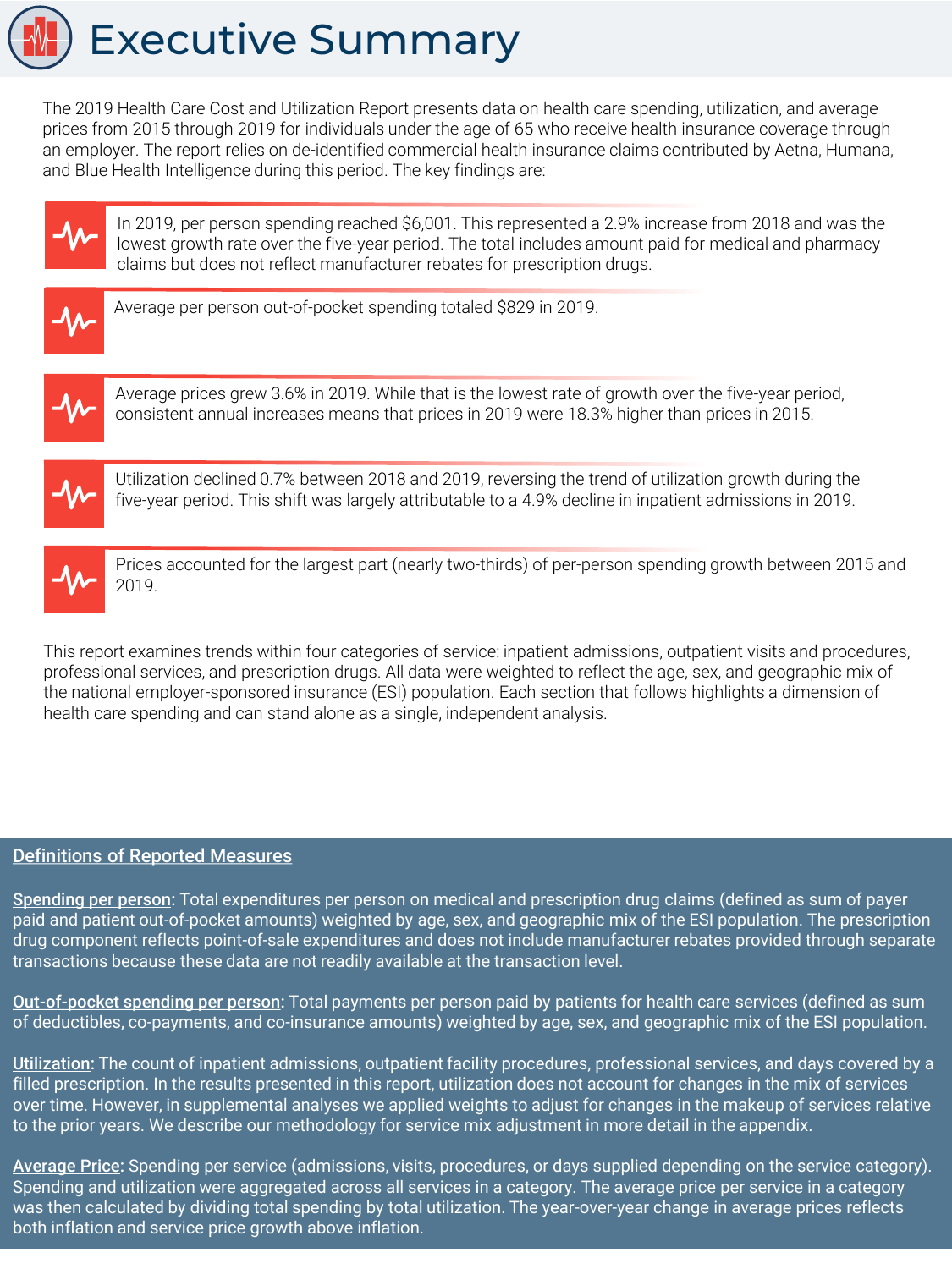# Executive Summary

The 2019 Health Care Cost and Utilization Report presents data on health care spending, utilization, and average prices from 2015 through 2019 for individuals under the age of 65 who receive health insurance coverage through an employer. The report relies on de-identified commercial health insurance claims contributed by Aetna, Humana, and Blue Health Intelligence during this period. The key findings are:

- In 2019, per person spending reached $6,001. This represented a 2.9% increase from 2018 and was the lowest growth rate over the five-year period. The total includes amount paid for medical and pharmacy claims but does not reflect manufacturer rebates for prescription drugs.
- Average per person out-of-pocket spending totaled $829 in 2019.
- Average prices grew 3.6% in 2019. While that is the lowest rate of growth over the five-year period, consistent annual increases means that prices in 2019 were 18.3% higher than prices in 2015.
- Utilization declined 0.7% between 2018 and 2019, reversing the trend of utilization growth during the five-year period. This shift was largely attributable to a 4.9% decline in inpatient admissions in 2019.
- Prices accounted for the largest part (nearly two-thirds) of per-person spending growth between 2015 and 2019.

This report examines trends within four categories of service: inpatient admissions, outpatient visits and procedures, professional services, and prescription drugs. All data were weighted to reflect the age, sex, and geographic mix of the national employer-sponsored insurance (ESI) population. Each section that follows highlights a dimension of health care spending and can stand alone as a single, independent analysis.

## Definitions of Reported Measures

**Spending per person:** Total expenditures per person on medical and prescription drug claims (defined as sum of payer paid and patient out-of-pocket amounts) weighted by age, sex, and geographic mix of the ESI population. The prescription drug component reflects point-of-sale expenditures and does not include manufacturer rebates provided through separate transactions because these data are not readily available at the transaction level.

**Out-of-pocket spending per person:** Total payments per person paid by patients for health care services (defined as sum of deductibles, co-payments, and co-insurance amounts) weighted by age, sex, and geographic mix of the ESI population.

**Utilization:** The count of inpatient admissions, outpatient facility procedures, professional services, and days covered by a filled prescription. In the results presented in this report, utilization does not account for changes in the mix of services over time. However, in supplemental analyses we applied weights to adjust for changes in the makeup of services relative to the prior years. We describe our methodology for service mix adjustment in more detail in the appendix.

**Average Price:** Spending per service (admissions, visits, procedures, or days supplied depending on the service category). Spending and utilization were aggregated across all services in a category. The average price per service in a category was then calculated by dividing total spending by total utilization. The year-over-year change in average prices reflects both inflation and service price growth above inflation.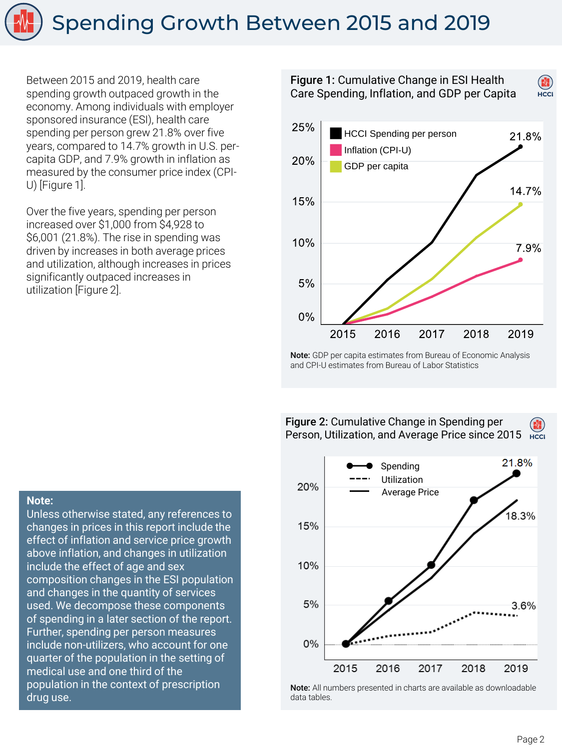# Spending Growth Between 2015 and 2019

Between 2015 and 2019, health care spending growth outpaced growth in the economy. Among individuals with employer sponsored insurance (ESI), health care spending per person grew 21.8% over five years, compared to 14.7% growth in U.S. per-capita GDP, and 7.9% growth in inflation as measured by the consumer price index (CPI-U) [Figure 1].

Over the five years, spending per person increased over $1,000 from $4,928 to $6,001 (21.8%). The rise in spending was driven by increases in both average prices and utilization, although increases in prices significantly outpaced increases in utilization [Figure 2].

**Note:**
Unless otherwise stated, any references to changes in prices in this report include the effect of inflation and service price growth above inflation, and changes in utilization include the effect of age and sex composition changes in the ESI population and changes in the quantity of services used. We decompose these components of spending in a later section of the report. Further, spending per person measures include non-utilizers, who account for one quarter of the population in the setting of medical use and one third of the population in the context of prescription drug use.

**Figure 1:** Cumulative Change in ESI Health Care Spending, Inflation, and GDP per Capita

**Note:** GDP per capita estimates from Bureau of Economic Analysis and CPI-U estimates from Bureau of Labor Statistics

**Figure 2:** Cumulative Change in Spending per Person, Utilization, and Average Price since 2015

**Note:** All numbers presented in charts are available as downloadable data tables.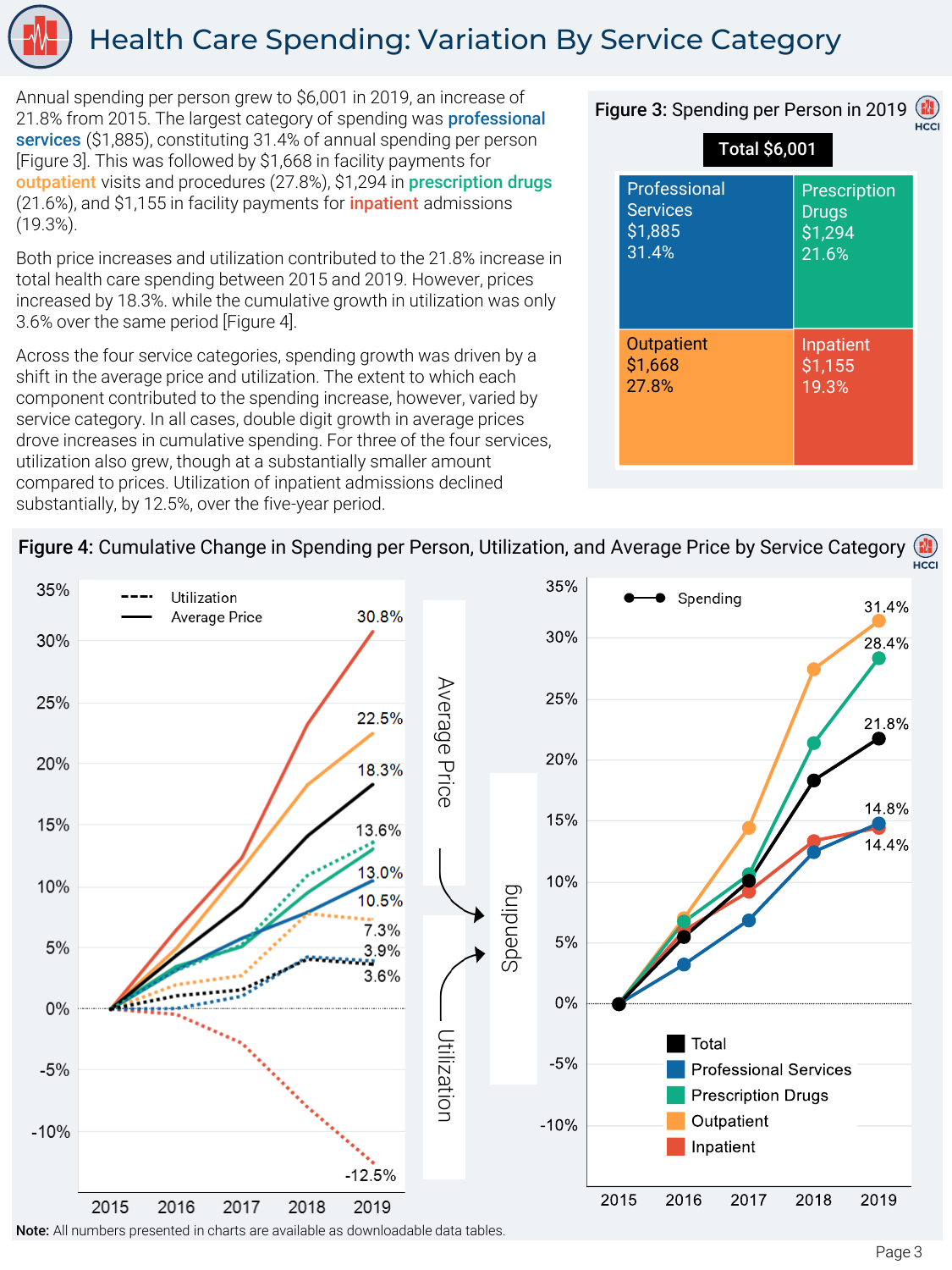# Health Care Spending: Variation By Service Category

Annual spending per person grew to $6,001 in 2019, an increase of 21.8% from 2015. The largest category of spending was **professional services** ($1,885), constituting 31.4% of annual spending per person [Figure 3]. This was followed by $1,668 in facility payments for **outpatient** visits and procedures (27.8%), $1,294 in **prescription drugs** (21.6%), and $1,155 in facility payments for **inpatient** admissions (19.3%).

Both price increases and utilization contributed to the 21.8% increase in total health care spending between 2015 and 2019. However, prices increased by 18.3%. while the cumulative growth in utilization was only 3.6% over the same period [Figure 4].

Across the four service categories, spending growth was driven by a shift in the average price and utilization. The extent to which each component contributed to the spending increase, however, varied by service category. In all cases, double digit growth in average prices drove increases in cumulative spending. For three of the four services, utilization also grew, though at a substantially smaller amount compared to prices. Utilization of inpatient admissions declined substantially, by 12.5%, over the five-year period.

**Figure 3:** Spending per Person in 2019

Total $6,001

| Category | Spending | Share |
|---|---|---|
| Professional Services | $1,885 | 31.4% |
| Prescription Drugs | $1,294 | 21.6% |
| Outpatient | $1,668 | 27.8% |
| Inpatient | $1,155 | 19.3% |

**Figure 4:** Cumulative Change in Spending per Person, Utilization, and Average Price by Service Category

Cumulative change, 2015–2019:

| Service Category | Average Price | Utilization | Spending |
|---|---|---|---|
| Total | 18.3% | 3.6% | 21.8% |
| Professional Services | 10.5% | 3.9% | 14.8% |
| Prescription Drugs | 13.0% | 13.6% | 28.4% |
| Outpatient | 22.5% | 7.3% | 31.4% |
| Inpatient | 30.8% | -12.5% | 14.4% |

**Note:** All numbers presented in charts are available as downloadable data tables.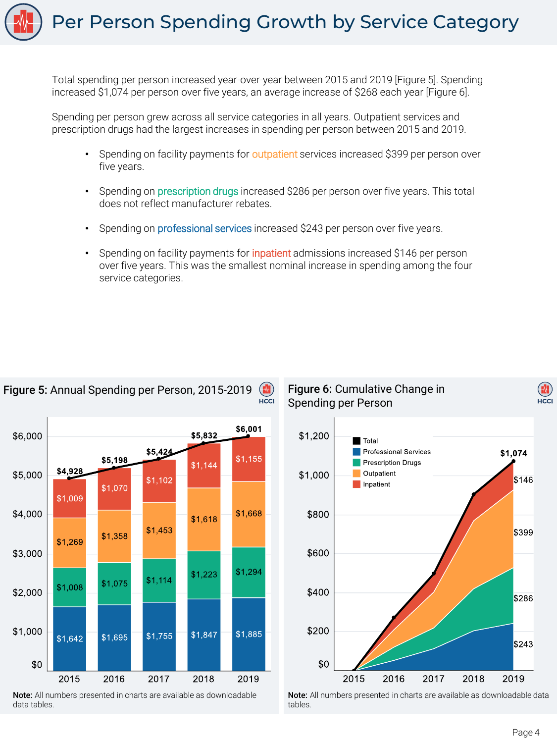# Per Person Spending Growth by Service Category

Total spending per person increased year-over-year between 2015 and 2019 [Figure 5]. Spending increased $1,074 per person over five years, an average increase of $268 each year [Figure 6].

Spending per person grew across all service categories in all years. Outpatient services and prescription drugs had the largest increases in spending per person between 2015 and 2019.

- Spending on facility payments for outpatient services increased $399 per person over five years.
- Spending on prescription drugs increased $286 per person over five years. This total does not reflect manufacturer rebates.
- Spending on professional services increased $243 per person over five years.
- Spending on facility payments for inpatient admissions increased $146 per person over five years. This was the smallest nominal increase in spending among the four service categories.

**Figure 5:** Annual Spending per Person, 2015-2019

| Year | Professional Services | Prescription Drugs | Outpatient | Inpatient | Total |
|---|---|---|---|---|---|
| 2015 | $1,642 | $1,008 | $1,269 | $1,009 | $4,928 |
| 2016 | $1,695 | $1,075 | $1,358 | $1,070 | $5,198 |
| 2017 | $1,755 | $1,114 | $1,453 | $1,102 | $5,424 |
| 2018 | $1,847 | $1,223 | $1,618 | $1,144 | $5,832 |
| 2019 | $1,885 | $1,294 | $1,668 | $1,155 | $6,001 |

**Note:** All numbers presented in charts are available as downloadable data tables.

**Figure 6:** Cumulative Change in Spending per Person

| Category | Cumulative change, 2015–2019 |
|---|---|
| Total | $1,074 |
| Professional Services | $243 |
| Prescription Drugs | $286 |
| Outpatient | $399 |
| Inpatient | $146 |

**Note:** All numbers presented in charts are available as downloadable data tables.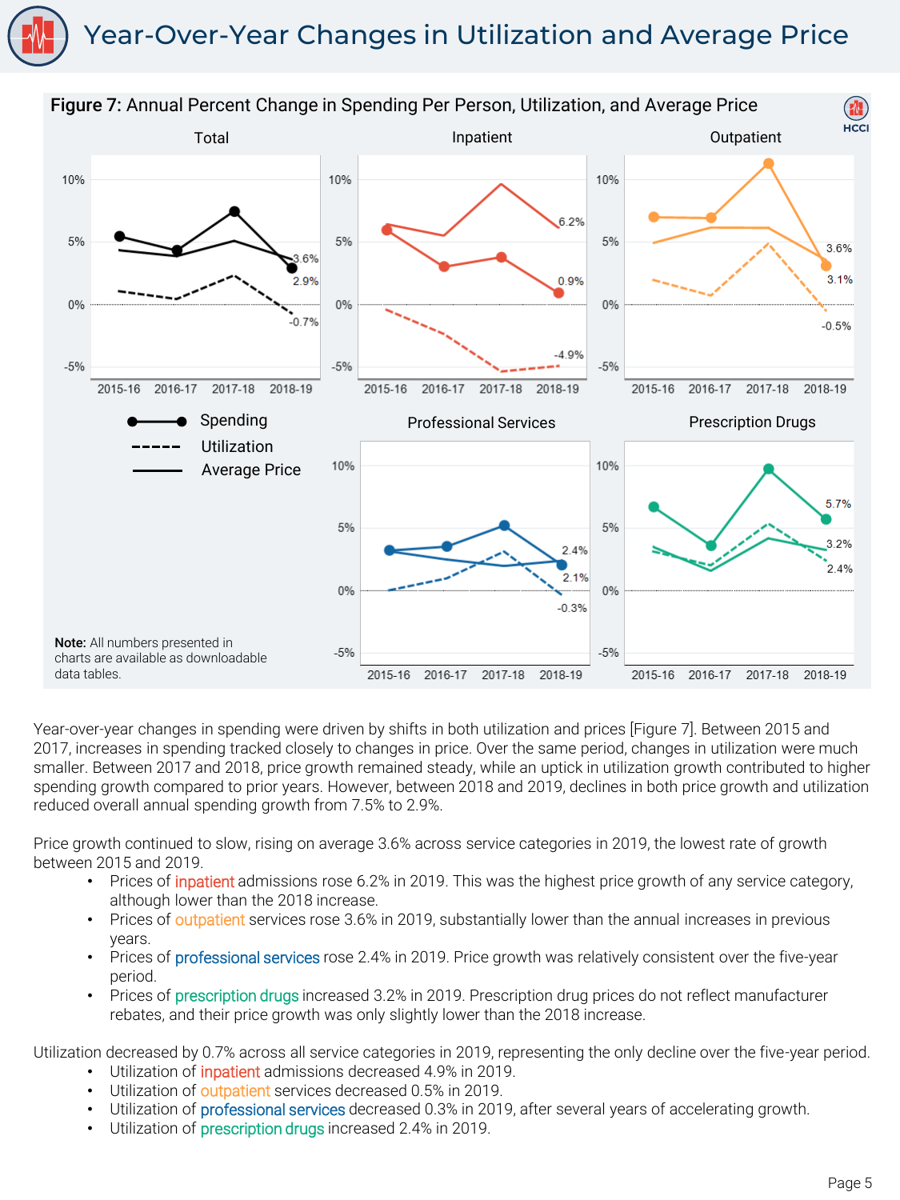# Year-Over-Year Changes in Utilization and Average Price

**Figure 7:** Annual Percent Change in Spending Per Person, Utilization, and Average Price

**Note:** All numbers presented in charts are available as downloadable data tables.

Year-over-year changes in spending were driven by shifts in both utilization and prices [Figure 7]. Between 2015 and 2017, increases in spending tracked closely to changes in price. Over the same period, changes in utilization were much smaller. Between 2017 and 2018, price growth remained steady, while an uptick in utilization growth contributed to higher spending growth compared to prior years. However, between 2018 and 2019, declines in both price growth and utilization reduced overall annual spending growth from 7.5% to 2.9%.

Price growth continued to slow, rising on average 3.6% across service categories in 2019, the lowest rate of growth between 2015 and 2019.

- Prices of inpatient admissions rose 6.2% in 2019. This was the highest price growth of any service category, although lower than the 2018 increase.
- Prices of outpatient services rose 3.6% in 2019, substantially lower than the annual increases in previous years.
- Prices of professional services rose 2.4% in 2019. Price growth was relatively consistent over the five-year period.
- Prices of prescription drugs increased 3.2% in 2019. Prescription drug prices do not reflect manufacturer rebates, and their price growth was only slightly lower than the 2018 increase.

Utilization decreased by 0.7% across all service categories in 2019, representing the only decline over the five-year period.

- Utilization of inpatient admissions decreased 4.9% in 2019.
- Utilization of outpatient services decreased 0.5% in 2019.
- Utilization of professional services decreased 0.3% in 2019, after several years of accelerating growth.
- Utilization of prescription drugs increased 2.4% in 2019.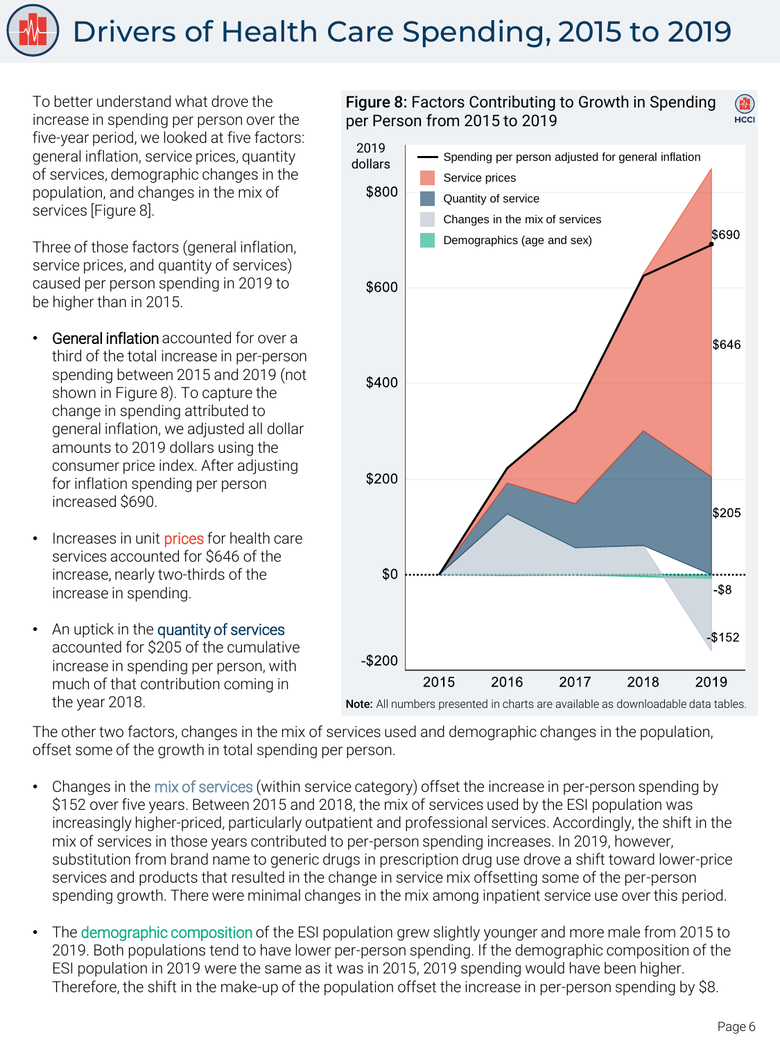# Drivers of Health Care Spending, 2015 to 2019

To better understand what drove the increase in spending per person over the five-year period, we looked at five factors: general inflation, service prices, quantity of services, demographic changes in the population, and changes in the mix of services [Figure 8].

Three of those factors (general inflation, service prices, and quantity of services) caused per person spending in 2019 to be higher than in 2015.

- General inflation accounted for over a third of the total increase in per-person spending between 2015 and 2019 (not shown in Figure 8). To capture the change in spending attributed to general inflation, we adjusted all dollar amounts to 2019 dollars using the consumer price index. After adjusting for inflation spending per person increased $690.
- Increases in unit prices for health care services accounted for $646 of the increase, nearly two-thirds of the increase in spending.
- An uptick in the quantity of services accounted for $205 of the cumulative increase in spending per person, with much of that contribution coming in the year 2018.

**Figure 8:** Factors Contributing to Growth in Spending per Person from 2015 to 2019

**Note:** All numbers presented in charts are available as downloadable data tables.

The other two factors, changes in the mix of services used and demographic changes in the population, offset some of the growth in total spending per person.

- Changes in the mix of services (within service category) offset the increase in per-person spending by $152 over five years. Between 2015 and 2018, the mix of services used by the ESI population was increasingly higher-priced, particularly outpatient and professional services. Accordingly, the shift in the mix of services in those years contributed to per-person spending increases. In 2019, however, substitution from brand name to generic drugs in prescription drug use drove a shift toward lower-price services and products that resulted in the change in service mix offsetting some of the per-person spending growth. There were minimal changes in the mix among inpatient service use over this period.
- The demographic composition of the ESI population grew slightly younger and more male from 2015 to 2019. Both populations tend to have lower per-person spending. If the demographic composition of the ESI population in 2019 were the same as it was in 2015, 2019 spending would have been higher. Therefore, the shift in the make-up of the population offset the increase in per-person spending by $8.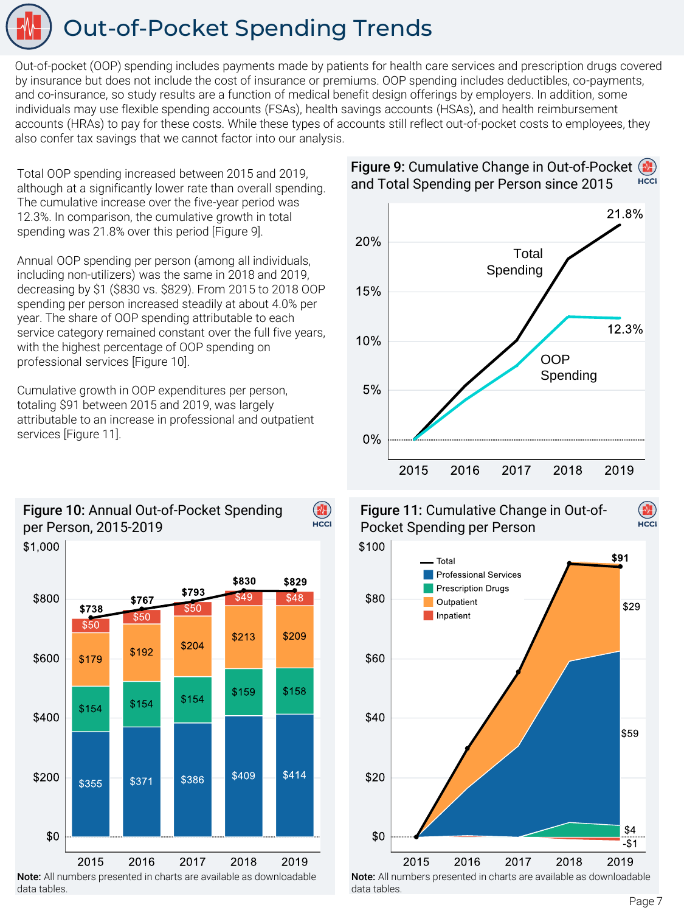# Out-of-Pocket Spending Trends

Out-of-pocket (OOP) spending includes payments made by patients for health care services and prescription drugs covered by insurance but does not include the cost of insurance or premiums. OOP spending includes deductibles, co-payments, and co-insurance, so study results are a function of medical benefit design offerings by employers. In addition, some individuals may use flexible spending accounts (FSAs), health savings accounts (HSAs), and health reimbursement accounts (HRAs) to pay for these costs. While these types of accounts still reflect out-of-pocket costs to employees, they also confer tax savings that we cannot factor into our analysis.

Total OOP spending increased between 2015 and 2019, although at a significantly lower rate than overall spending. The cumulative increase over the five-year period was 12.3%. In comparison, the cumulative growth in total spending was 21.8% over this period [Figure 9].

Annual OOP spending per person (among all individuals, including non-utilizers) was the same in 2018 and 2019, decreasing by $1 ($830 vs. $829). From 2015 to 2018 OOP spending per person increased steadily at about 4.0% per year. The share of OOP spending attributable to each service category remained constant over the full five years, with the highest percentage of OOP spending on professional services [Figure 10].

Cumulative growth in OOP expenditures per person, totaling $91 between 2015 and 2019, was largely attributable to an increase in professional and outpatient services [Figure 11].

**Figure 9:** Cumulative Change in Out-of-Pocket and Total Spending per Person since 2015

| | 2015 | 2019 |
|---|---|---|
| Total Spending | 0% | 21.8% |
| OOP Spending | 0% | 12.3% |

**Figure 10:** Annual Out-of-Pocket Spending per Person, 2015-2019

| | 2015 | 2016 | 2017 | 2018 | 2019 |
|---|---|---|---|---|---|
| Inpatient | $50 | $50 | $50 | $49 | $48 |
| Outpatient | $179 | $192 | $204 | $213 | $209 |
| Prescription Drugs | $154 | $154 | $154 | $159 | $158 |
| Professional Services | $355 | $371 | $386 | $409 | $414 |
| Total | $738 | $767 | $793 | $830 | $829 |

Note: All numbers presented in charts are available as downloadable data tables.

**Figure 11:** Cumulative Change in Out-of-Pocket Spending per Person

| | 2019 |
|---|---|
| Total | $91 |
| Outpatient | $29 |
| Professional Services | $59 |
| Prescription Drugs | $4 |
| Inpatient | -$1 |

Note: All numbers presented in charts are available as downloadable data tables.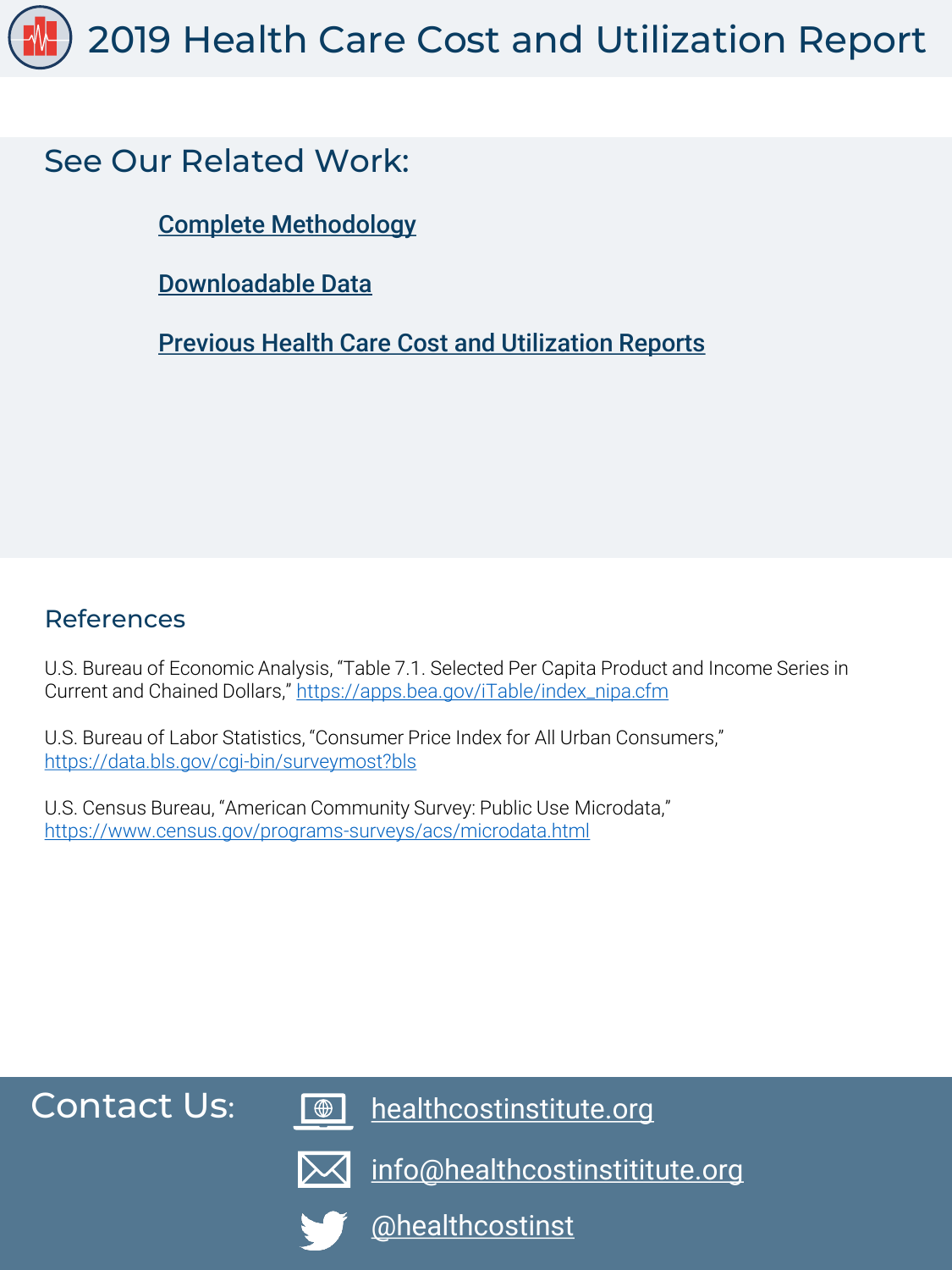## See Our Related Work:

**Complete Methodology**

**Downloadable Data**

**Previous Health Care Cost and Utilization Reports**

## References

U.S. Bureau of Economic Analysis, "Table 7.1. Selected Per Capita Product and Income Series in Current and Chained Dollars," https://apps.bea.gov/iTable/index_nipa.cfm

U.S. Bureau of Labor Statistics, "Consumer Price Index for All Urban Consumers," https://data.bls.gov/cgi-bin/surveymost?bls

U.S. Census Bureau, "American Community Survey: Public Use Microdata," https://www.census.gov/programs-surveys/acs/microdata.html

## Contact Us:

healthcostinstitute.org

info@healthcostinstititute.org

@healthcostinst